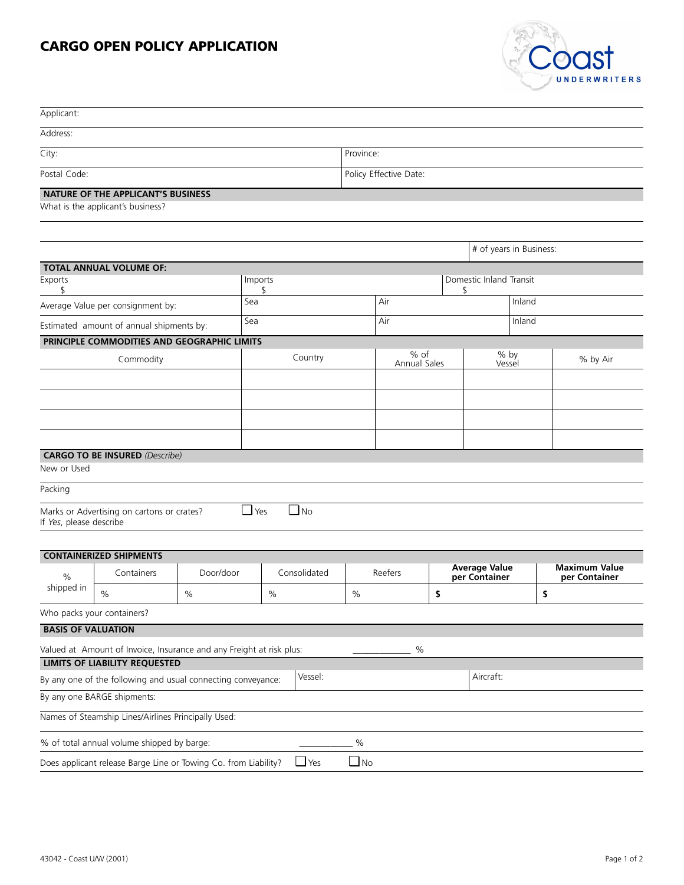# CARGO OPEN POLICY APPLICATION

Coast UNDERWRITERS

Applicant:

Address:

| City: | Province: |
|---|---|
| Postal Code: | Policy Effective Date: |

## NATURE OF THE APPLICANT'S BUSINESS

What is the applicant's business?

# of years in Business:

## TOTAL ANNUAL VOLUME OF:

| Exports $ | Imports $ | | Domestic Inland Transit $ |
|---|---|---|---|
| Average Value per consignment by: | Sea | Air | Inland |
| Estimated amount of annual shipments by: | Sea | Air | Inland |

## PRINCIPLE COMMODITIES AND GEOGRAPHIC LIMITS

| Commodity | Country | % of Annual Sales | % by Vessel | % by Air |
|---|---|---|---|---|
| | | | | |
| | | | | |
| | | | | |
| | | | | |

## CARGO TO BE INSURED *(Describe)*

New or Used

Packing

Marks or Advertising on cartons or crates? ☐ Yes ☐ No
If *Yes*, please describe

## CONTAINERIZED SHIPMENTS

| % shipped in | Containers | Door/door | Consolidated | Reefers | **Average Value per Container** | **Maximum Value per Container** |
|---|---|---|---|---|---|---|
| | % | % | % | % | **$** | **$** |

Who packs your containers?

## BASIS OF VALUATION

Valued at Amount of Invoice, Insurance and any Freight at risk plus: ____________ %

## LIMITS OF LIABILITY REQUESTED

| By any one of the following and usual connecting conveyance: | Vessel: | Aircraft: |
|---|---|---|

By any one BARGE shipments:

Names of Steamship Lines/Airlines Principally Used:

% of total annual volume shipped by barge: ____________ %

Does applicant release Barge Line or Towing Co. from Liability? ☐ Yes ☐ No

43042 - Coast U/W (2001)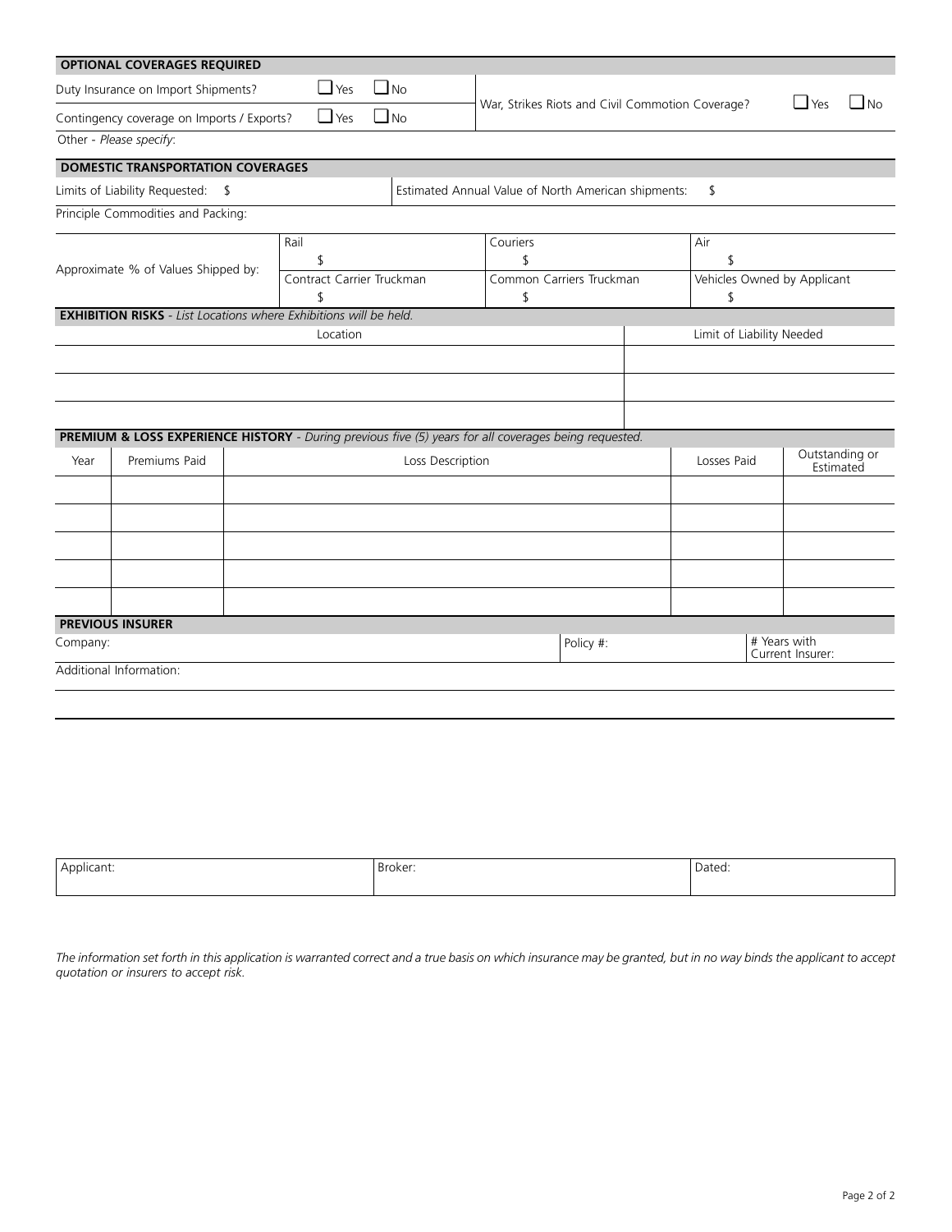## OPTIONAL COVERAGES REQUIRED

| | | |
|---|---|---|
| Duty Insurance on Import Shipments? ☐ Yes ☐ No | War, Strikes Riots and Civil Commotion Coverage? ☐ Yes ☐ No | |
| Contingency coverage on Imports / Exports? ☐ Yes ☐ No | | |

Other - *Please specify*:

## DOMESTIC TRANSPORTATION COVERAGES

| | |
|---|---|
| Limits of Liability Requested: $ | Estimated Annual Value of North American shipments: $ |

Principle Commodities and Packing:

| | | | |
|---|---|---|---|
| Approximate % of Values Shipped by: | Rail $ | Couriers $ | Air $ |
| | Contract Carrier Truckman $ | Common Carriers Truckman $ | Vehicles Owned by Applicant $ |

## EXHIBITION RISKS - *List Locations where Exhibitions will be held.*

| Location | Limit of Liability Needed |
|---|---|
| | |
| | |
| | |

## PREMIUM & LOSS EXPERIENCE HISTORY - *During previous five (5) years for all coverages being requested.*

| Year | Premiums Paid | Loss Description | Losses Paid | Outstanding or Estimated |
|---|---|---|---|---|
| | | | | |
| | | | | |
| | | | | |
| | | | | |
| | | | | |

## PREVIOUS INSURER

| | | |
|---|---|---|
| Company: | Policy #: | # Years with Current Insurer: |

Additional Information:

| | | |
|---|---|---|
| Applicant: | Broker: | Dated: |

*The information set forth in this application is warranted correct and a true basis on which insurance may be granted, but in no way binds the applicant to accept quotation or insurers to accept risk.*